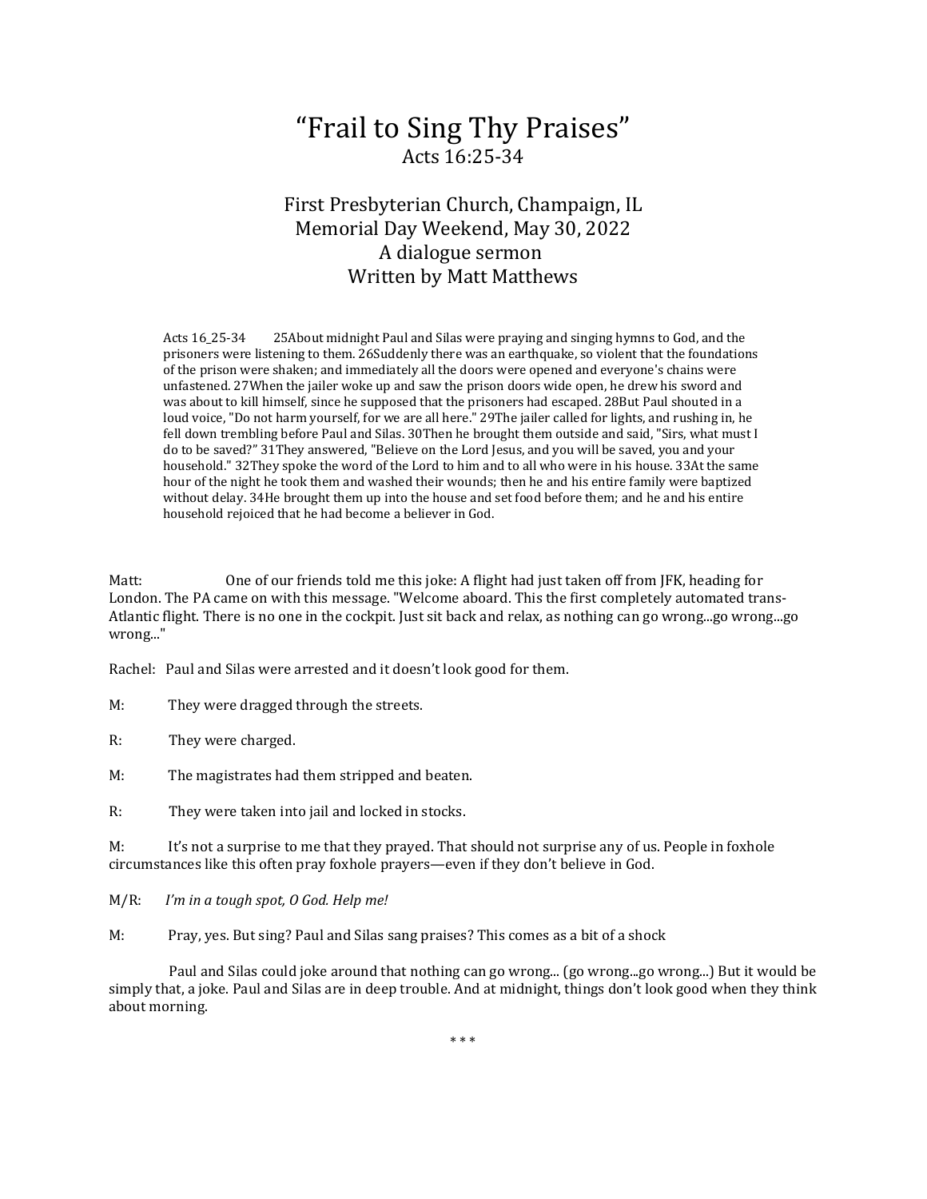# "Frail to Sing Thy Praises"

Acts 16:25-34

First Presbyterian Church, Champaign, IL
Memorial Day Weekend, May 30, 2022
A dialogue sermon
Written by Matt Matthews

> Acts 16_25-34 25About midnight Paul and Silas were praying and singing hymns to God, and the prisoners were listening to them. 26Suddenly there was an earthquake, so violent that the foundations of the prison were shaken; and immediately all the doors were opened and everyone's chains were unfastened. 27When the jailer woke up and saw the prison doors wide open, he drew his sword and was about to kill himself, since he supposed that the prisoners had escaped. 28But Paul shouted in a loud voice, "Do not harm yourself, for we are all here." 29The jailer called for lights, and rushing in, he fell down trembling before Paul and Silas. 30Then he brought them outside and said, "Sirs, what must I do to be saved?" 31They answered, "Believe on the Lord Jesus, and you will be saved, you and your household." 32They spoke the word of the Lord to him and to all who were in his house. 33At the same hour of the night he took them and washed their wounds; then he and his entire family were baptized without delay. 34He brought them up into the house and set food before them; and he and his entire household rejoiced that he had become a believer in God.

Matt: One of our friends told me this joke: A flight had just taken off from JFK, heading for London. The PA came on with this message. "Welcome aboard. This the first completely automated trans-Atlantic flight. There is no one in the cockpit. Just sit back and relax, as nothing can go wrong...go wrong...go wrong..."

Rachel: Paul and Silas were arrested and it doesn't look good for them.

M: They were dragged through the streets.

R: They were charged.

M: The magistrates had them stripped and beaten.

R: They were taken into jail and locked in stocks.

M: It's not a surprise to me that they prayed. That should not surprise any of us. People in foxhole circumstances like this often pray foxhole prayers—even if they don't believe in God.

M/R: *I'm in a tough spot, O God. Help me!*

M: Pray, yes. But sing? Paul and Silas sang praises? This comes as a bit of a shock

Paul and Silas could joke around that nothing can go wrong... (go wrong...go wrong...) But it would be simply that, a joke. Paul and Silas are in deep trouble. And at midnight, things don't look good when they think about morning.

\* \* \*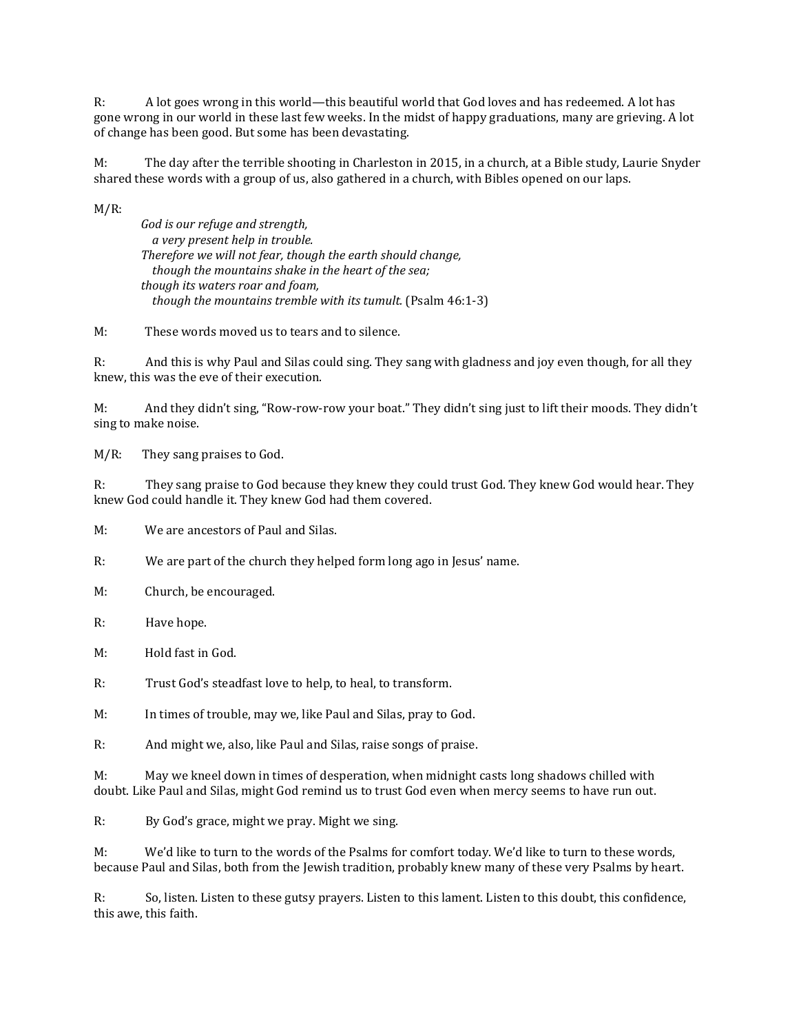R: A lot goes wrong in this world—this beautiful world that God loves and has redeemed. A lot has gone wrong in our world in these last few weeks. In the midst of happy graduations, many are grieving. A lot of change has been good. But some has been devastating.

M: The day after the terrible shooting in Charleston in 2015, in a church, at a Bible study, Laurie Snyder shared these words with a group of us, also gathered in a church, with Bibles opened on our laps.

M/R:

> *God is our refuge and strength,*
> *a very present help in trouble.*
> *Therefore we will not fear, though the earth should change,*
> *though the mountains shake in the heart of the sea;*
> *though its waters roar and foam,*
> *though the mountains tremble with its tumult.* (Psalm 46:1-3)

M: These words moved us to tears and to silence.

R: And this is why Paul and Silas could sing. They sang with gladness and joy even though, for all they knew, this was the eve of their execution.

M: And they didn't sing, "Row-row-row your boat." They didn't sing just to lift their moods. They didn't sing to make noise.

M/R: They sang praises to God.

R: They sang praise to God because they knew they could trust God. They knew God would hear. They knew God could handle it. They knew God had them covered.

M: We are ancestors of Paul and Silas.

R: We are part of the church they helped form long ago in Jesus' name.

M: Church, be encouraged.

R: Have hope.

M: Hold fast in God.

R: Trust God's steadfast love to help, to heal, to transform.

M: In times of trouble, may we, like Paul and Silas, pray to God.

R: And might we, also, like Paul and Silas, raise songs of praise.

M: May we kneel down in times of desperation, when midnight casts long shadows chilled with doubt. Like Paul and Silas, might God remind us to trust God even when mercy seems to have run out.

R: By God's grace, might we pray. Might we sing.

M: We'd like to turn to the words of the Psalms for comfort today. We'd like to turn to these words, because Paul and Silas, both from the Jewish tradition, probably knew many of these very Psalms by heart.

R: So, listen. Listen to these gutsy prayers. Listen to this lament. Listen to this doubt, this confidence, this awe, this faith.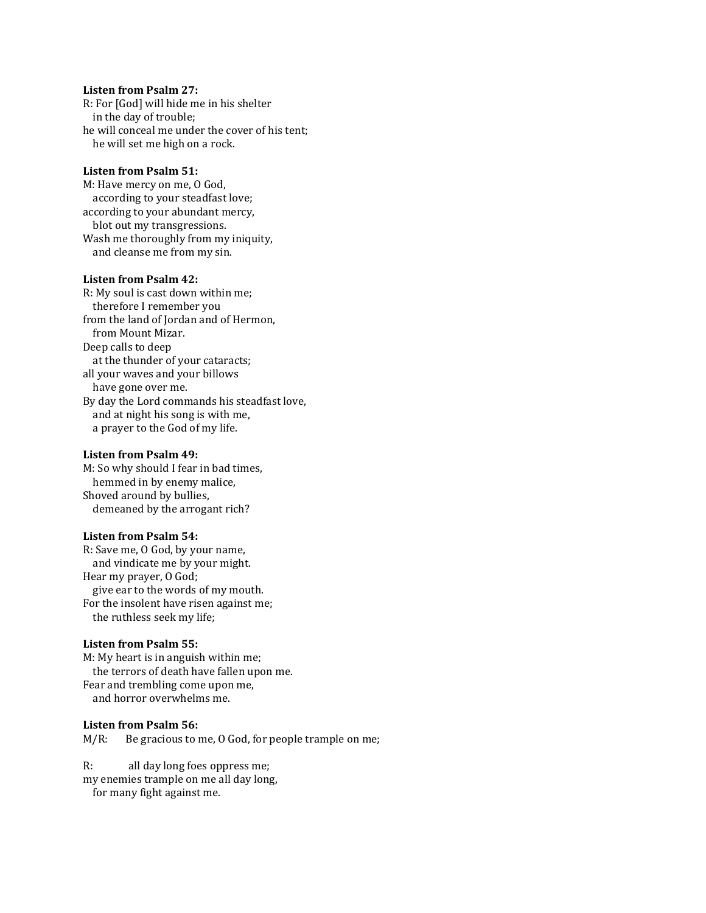**Listen from Psalm 27:**
R: For [God] will hide me in his shelter
   in the day of trouble;
he will conceal me under the cover of his tent;
   he will set me high on a rock.

**Listen from Psalm 51:**
M: Have mercy on me, O God,
   according to your steadfast love;
according to your abundant mercy,
   blot out my transgressions.
Wash me thoroughly from my iniquity,
   and cleanse me from my sin.

**Listen from Psalm 42:**
R: My soul is cast down within me;
   therefore I remember you
from the land of Jordan and of Hermon,
   from Mount Mizar.
Deep calls to deep
   at the thunder of your cataracts;
all your waves and your billows
   have gone over me.
By day the Lord commands his steadfast love,
   and at night his song is with me,
   a prayer to the God of my life.

**Listen from Psalm 49:**
M: So why should I fear in bad times,
   hemmed in by enemy malice,
Shoved around by bullies,
   demeaned by the arrogant rich?

**Listen from Psalm 54:**
R: Save me, O God, by your name,
   and vindicate me by your might.
Hear my prayer, O God;
   give ear to the words of my mouth.
For the insolent have risen against me;
   the ruthless seek my life;

**Listen from Psalm 55:**
M: My heart is in anguish within me;
   the terrors of death have fallen upon me.
Fear and trembling come upon me,
   and horror overwhelms me.

**Listen from Psalm 56:**
M/R: Be gracious to me, O God, for people trample on me;

R: all day long foes oppress me;
my enemies trample on me all day long,
   for many fight against me.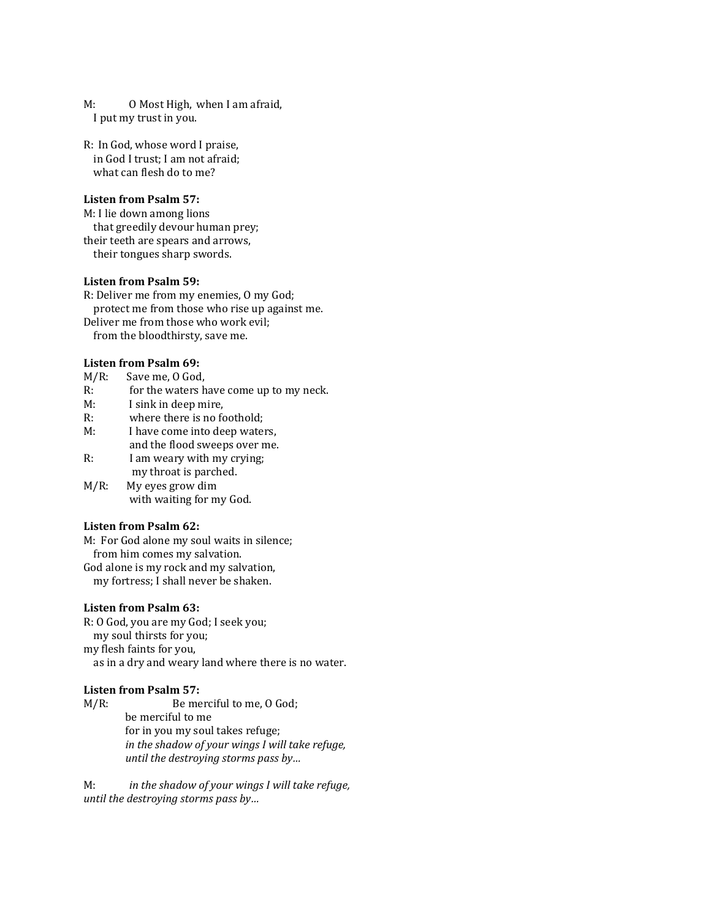M: O Most High, when I am afraid,
I put my trust in you.

R: In God, whose word I praise,
in God I trust; I am not afraid;
what can flesh do to me?

**Listen from Psalm 57:**

M: I lie down among lions
that greedily devour human prey;
their teeth are spears and arrows,
their tongues sharp swords.

**Listen from Psalm 59:**

R: Deliver me from my enemies, O my God;
protect me from those who rise up against me.
Deliver me from those who work evil;
from the bloodthirsty, save me.

**Listen from Psalm 69:**

M/R: Save me, O God,
R: for the waters have come up to my neck.
M: I sink in deep mire,
R: where there is no foothold;
M: I have come into deep waters,
and the flood sweeps over me.
R: I am weary with my crying;
my throat is parched.
M/R: My eyes grow dim
with waiting for my God.

**Listen from Psalm 62:**

M: For God alone my soul waits in silence;
from him comes my salvation.
God alone is my rock and my salvation,
my fortress; I shall never be shaken.

**Listen from Psalm 63:**

R: O God, you are my God; I seek you;
my soul thirsts for you;
my flesh faints for you,
as in a dry and weary land where there is no water.

**Listen from Psalm 57:**

M/R: Be merciful to me, O God;
be merciful to me
for in you my soul takes refuge;
*in the shadow of your wings I will take refuge,*
*until the destroying storms pass by…*

M: *in the shadow of your wings I will take refuge,*
*until the destroying storms pass by…*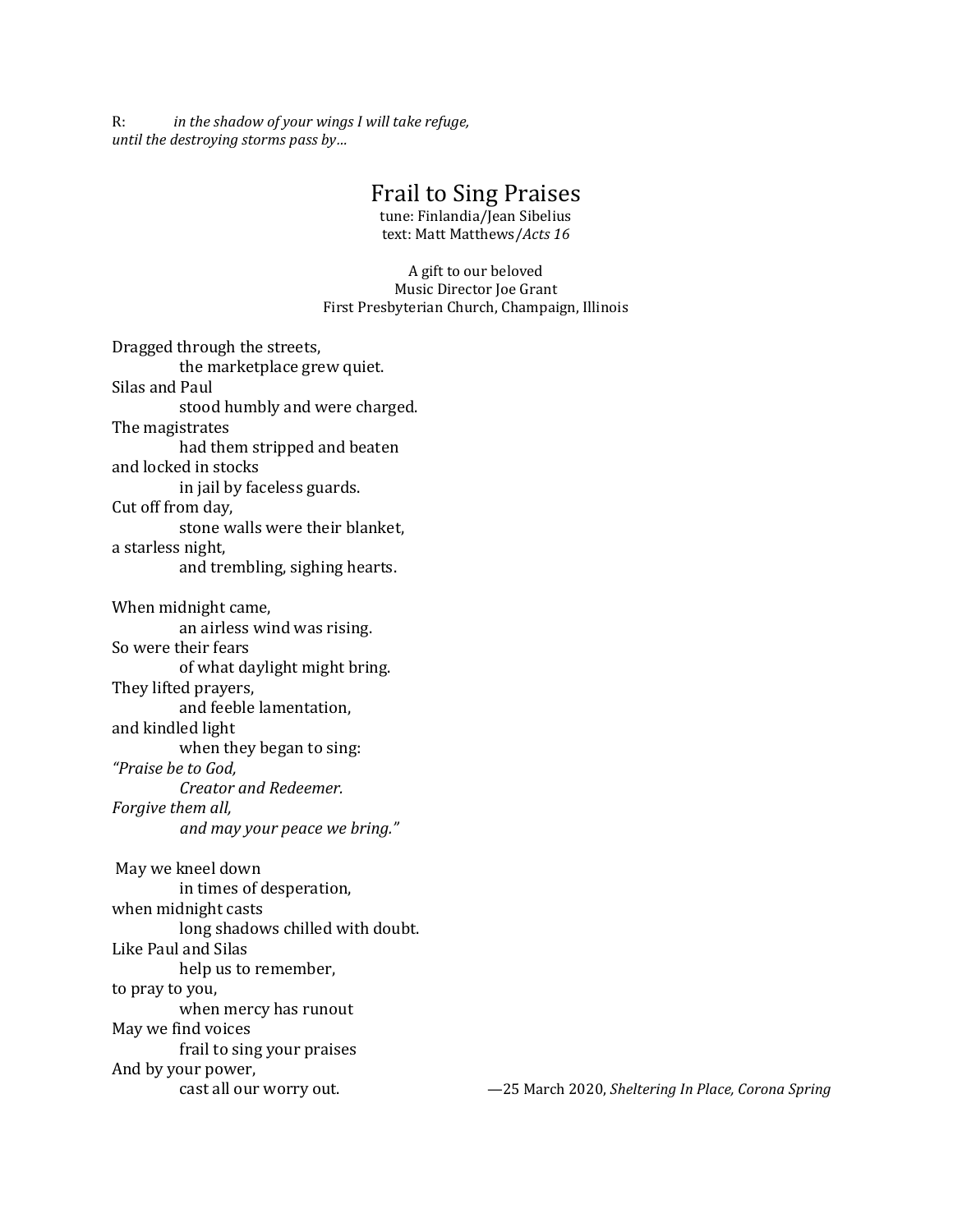R: *in the shadow of your wings I will take refuge,*
*until the destroying storms pass by…*

# Frail to Sing Praises

tune: Finlandia/Jean Sibelius
text: Matt Matthews/*Acts 16*

A gift to our beloved
Music Director Joe Grant
First Presbyterian Church, Champaign, Illinois

Dragged through the streets,
 the marketplace grew quiet.
Silas and Paul
 stood humbly and were charged.
The magistrates
 had them stripped and beaten
and locked in stocks
 in jail by faceless guards.
Cut off from day,
 stone walls were their blanket,
a starless night,
 and trembling, sighing hearts.

When midnight came,
 an airless wind was rising.
So were their fears
 of what daylight might bring.
They lifted prayers,
 and feeble lamentation,
and kindled light
 when they began to sing:
*"Praise be to God,*
 *Creator and Redeemer.*
*Forgive them all,*
 *and may your peace we bring."*

May we kneel down
 in times of desperation,
when midnight casts
 long shadows chilled with doubt.
Like Paul and Silas
 help us to remember,
to pray to you,
 when mercy has runout
May we find voices
 frail to sing your praises
And by your power,
 cast all our worry out.

—25 March 2020, *Sheltering In Place, Corona Spring*